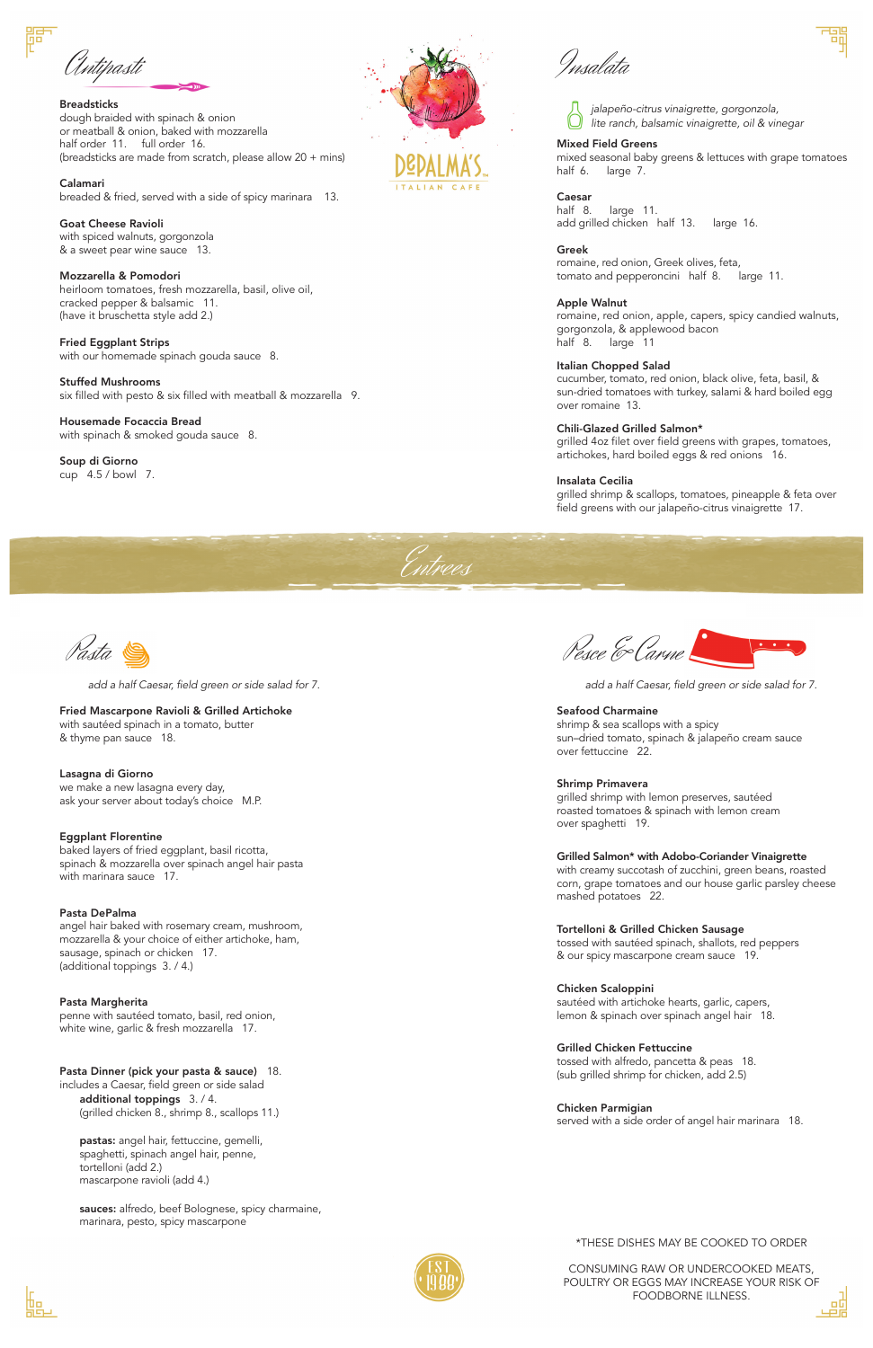# DePALMA'S ITALIAN CAFE

## Antipasti

**Breadsticks**
dough braided with spinach & onion
or meatball & onion, baked with mozzarella
half order 11. full order 16.
(breadsticks are made from scratch, please allow 20 + mins)

**Calamari**
breaded & fried, served with a side of spicy marinara 13.

**Goat Cheese Ravioli**
with spiced walnuts, gorgonzola
& a sweet pear wine sauce 13.

**Mozzarella & Pomodori**
heirloom tomatoes, fresh mozzarella, basil, olive oil,
cracked pepper & balsamic 11.
(have it bruschetta style add 2.)

**Fried Eggplant Strips**
with our homemade spinach gouda sauce 8.

**Stuffed Mushrooms**
six filled with pesto & six filled with meatball & mozzarella 9.

**Housemade Focaccia Bread**
with spinach & smoked gouda sauce 8.

**Soup di Giorno**
cup 4.5 / bowl 7.

## Insalata

*jalapeño-citrus vinaigrette, gorgonzola,*
*lite ranch, balsamic vinaigrette, oil & vinegar*

**Mixed Field Greens**
mixed seasonal baby greens & lettuces with grape tomatoes
half 6. large 7.

**Caesar**
half 8. large 11.
add grilled chicken half 13. large 16.

**Greek**
romaine, red onion, Greek olives, feta,
tomato and pepperoncini half 8. large 11.

**Apple Walnut**
romaine, red onion, apple, capers, spicy candied walnuts,
gorgonzola, & applewood bacon
half 8. large 11

**Italian Chopped Salad**
cucumber, tomato, red onion, black olive, feta, basil, &
sun-dried tomatoes with turkey, salami & hard boiled egg
over romaine 13.

**Chili-Glazed Grilled Salmon***
grilled 4oz filet over field greens with grapes, tomatoes,
artichokes, hard boiled eggs & red onions 16.

**Insalata Cecilia**
grilled shrimp & scallops, tomatoes, pineapple & feta over
field greens with our jalapeño-citrus vinaigrette 17.

# Entrees

## Pasta

*add a half Caesar, field green or side salad for 7.*

**Fried Mascarpone Ravioli & Grilled Artichoke**
with sautéed spinach in a tomato, butter
& thyme pan sauce 18.

**Lasagna di Giorno**
we make a new lasagna every day,
ask your server about today's choice M.P.

**Eggplant Florentine**
baked layers of fried eggplant, basil ricotta,
spinach & mozzarella over spinach angel hair pasta
with marinara sauce 17.

**Pasta DePalma**
angel hair baked with rosemary cream, mushroom,
mozzarella & your choice of either artichoke, ham,
sausage, spinach or chicken 17.
(additional toppings 3. / 4.)

**Pasta Margherita**
penne with sautéed tomato, basil, red onion,
white wine, garlic & fresh mozzarella 17.

**Pasta Dinner (pick your pasta & sauce)** 18.
includes a Caesar, field green or side salad
**additional toppings** 3. / 4.
(grilled chicken 8., shrimp 8., scallops 11.)

**pastas:** angel hair, fettuccine, gemelli,
spaghetti, spinach angel hair, penne,
tortelloni (add 2.)
mascarpone ravioli (add 4.)

**sauces:** alfredo, beef Bolognese, spicy charmaine,
marinara, pesto, spicy mascarpone

## Pesce & Carne

*add a half Caesar, field green or side salad for 7.*

**Seafood Charmaine**
shrimp & sea scallops with a spicy
sun–dried tomato, spinach & jalapeño cream sauce
over fettucine 22.

**Shrimp Primavera**
grilled shrimp with lemon preserves, sautéed
roasted tomatoes & spinach with lemon cream
over spaghetti 19.

**Grilled Salmon* with Adobo-Coriander Vinaigrette**
with creamy succotash of zucchini, green beans, roasted
corn, grape tomatoes and our house garlic parsley cheese
mashed potatoes 22.

**Tortelloni & Grilled Chicken Sausage**
tossed with sautéed spinach, shallots, red peppers
& our spicy mascarpone cream sauce 19.

**Chicken Scaloppini**
sautéed with artichoke hearts, garlic, capers,
lemon & spinach over spinach angel hair 18.

**Grilled Chicken Fettuccine**
tossed with alfredo, pancetta & peas 18.
(sub grilled shrimp for chicken, add 2.5)

**Chicken Parmigian**
served with a side order of angel hair marinara 18.

*THESE DISHES MAY BE COOKED TO ORDER

CONSUMING RAW OR UNDERCOOKED MEATS,
POULTRY OR EGGS MAY INCREASE YOUR RISK OF
FOODBORNE ILLNESS.

EST 1988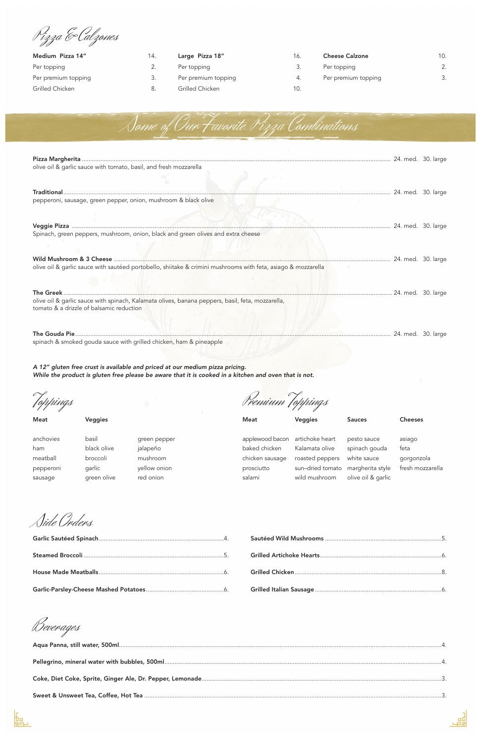## Pizza & Calzones

| | |
|---|---|
| **Medium Pizza 14"** | 14. |
| Per topping | 2. |
| Per premium topping | 3. |
| Grilled Chicken | 8. |

| | |
|---|---|
| **Large Pizza 18"** | 16. |
| Per topping | 3. |
| Per premium topping | 4. |
| Grilled Chicken | 10. |

| | |
|---|---|
| **Cheese Calzone** | 10. |
| Per topping | 2. |
| Per premium topping | 3. |

## Some of Our Favorite Pizza Combinations

**Pizza Margherita** .......... 24. med. 30. large
olive oil & garlic sauce with tomato, basil, and fresh mozzarella

**Traditional** .......... 24. med. 30. large
pepperoni, sausage, green pepper, onion, mushroom & black olive

**Veggie Pizza** .......... 24. med. 30. large
Spinach, green peppers, mushroom, onion, black and green olives and extra cheese

**Wild Mushroom & 3 Cheese** .......... 24. med. 30. large
olive oil & garlic sauce with sautéed portobello, shiitake & crimini mushrooms with feta, asiago & mozzarella

**The Greek** .......... 24. med. 30. large
olive oil & garlic sauce with spinach, Kalamata olives, banana peppers, basil, feta, mozzarella, tomato & a drizzle of balsamic reduction

**The Gouda Pie** .......... 24. med. 30. large
spinach & smoked gouda sauce with grilled chicken, ham & pineapple

***A 12" gluten free crust is available and priced at our medium pizza pricing.***
***While the product is gluten free please be aware that it is cooked in a kitchen and oven that is not.***

## Toppings

| Meat | Veggies | |
|---|---|---|
| anchovies | basil | green pepper |
| ham | black olive | jalapeño |
| meatball | broccoli | mushroom |
| pepperoni | garlic | yellow onion |
| sausage | green olive | red onion |

## Premium Toppings

| Meat | Veggies | Sauces | Cheeses |
|---|---|---|---|
| applewood bacon | artichoke heart | pesto sauce | asiago |
| baked chicken | Kalamata olive | spinach gouda | feta |
| chicken sausage | roasted peppers | white sauce | gorgonzola |
| prosciutto | sun–dried tomato | margherita style | fresh mozzarella |
| salami | wild mushroom | olive oil & garlic | |

## Side Orders

**Garlic Sautéed Spinach** .......... 4.

**Steamed Broccoli** .......... 5.

**House Made Meatballs** .......... 6.

**Garlic-Parsley-Cheese Mashed Potatoes** .......... 6.

**Sautéed Wild Mushrooms** .......... 5.

**Grilled Artichoke Hearts** .......... 6.

**Grilled Chicken** .......... 8.

**Grilled Italian Sausage** .......... 6.

## Beverages

**Aqua Panna, still water, 500ml** .......... 4.

**Pellegrino, mineral water with bubbles, 500ml** .......... 4.

**Coke, Diet Coke, Sprite, Ginger Ale, Dr. Pepper, Lemonade** .......... 3.

**Sweet & Unsweet Tea, Coffee, Hot Tea** .......... 3.